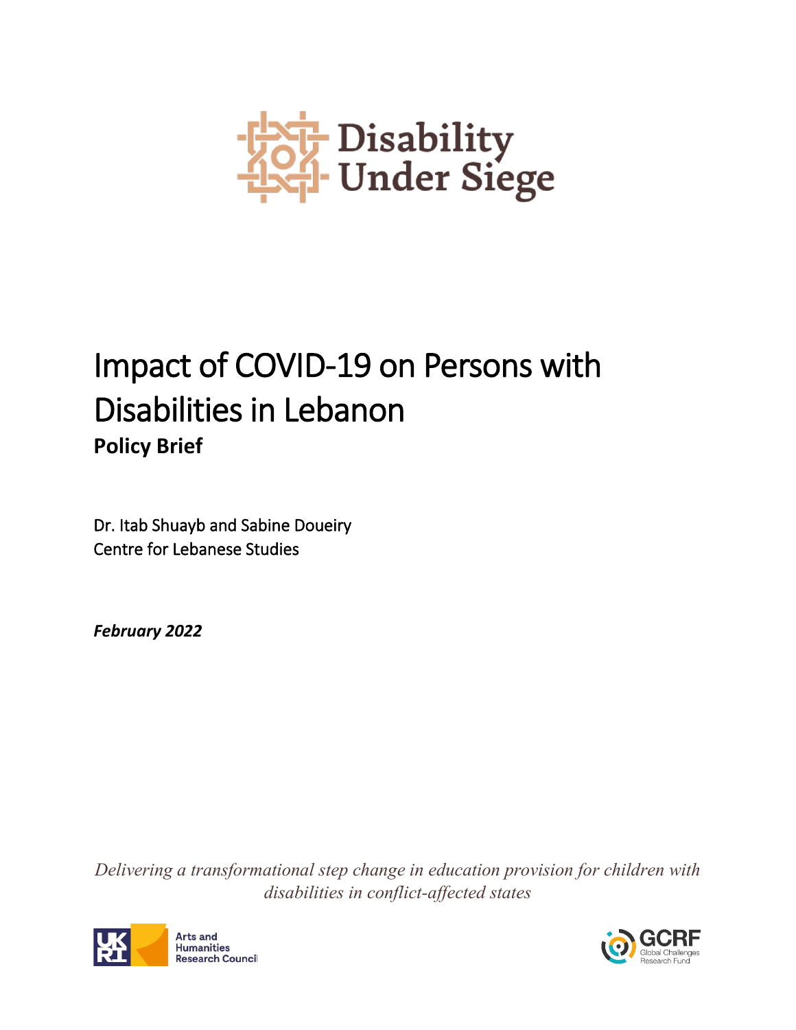Disability Under Siege

# Impact of COVID-19 on Persons with Disabilities in Lebanon

## Policy Brief

Dr. Itab Shuayb and Sabine Doueiry
Centre for Lebanese Studies

***February 2022***

*Delivering a transformational step change in education provision for children with disabilities in conflict-affected states*

Arts and Humanities Research Council

GCRF Global Challenges Research Fund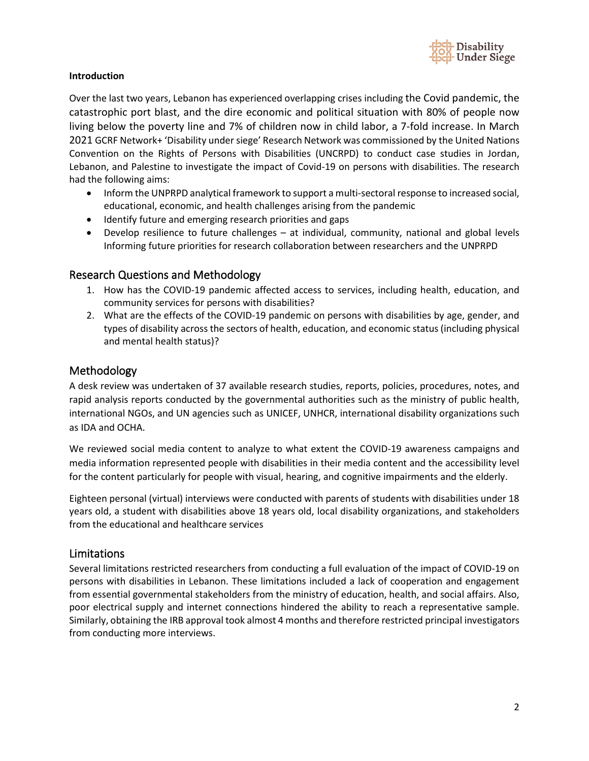**Introduction**

Over the last two years, Lebanon has experienced overlapping crises including the Covid pandemic, the catastrophic port blast, and the dire economic and political situation with 80% of people now living below the poverty line and 7% of children now in child labor, a 7-fold increase. In March 2021 GCRF Network+ 'Disability under siege' Research Network was commissioned by the United Nations Convention on the Rights of Persons with Disabilities (UNCRPD) to conduct case studies in Jordan, Lebanon, and Palestine to investigate the impact of Covid-19 on persons with disabilities. The research had the following aims:

- Inform the UNPRPD analytical framework to support a multi-sectoral response to increased social, educational, economic, and health challenges arising from the pandemic
- Identify future and emerging research priorities and gaps
- Develop resilience to future challenges – at individual, community, national and global levels Informing future priorities for research collaboration between researchers and the UNPRPD

## Research Questions and Methodology

1. How has the COVID-19 pandemic affected access to services, including health, education, and community services for persons with disabilities?
2. What are the effects of the COVID-19 pandemic on persons with disabilities by age, gender, and types of disability across the sectors of health, education, and economic status (including physical and mental health status)?

## Methodology

A desk review was undertaken of 37 available research studies, reports, policies, procedures, notes, and rapid analysis reports conducted by the governmental authorities such as the ministry of public health, international NGOs, and UN agencies such as UNICEF, UNHCR, international disability organizations such as IDA and OCHA.

We reviewed social media content to analyze to what extent the COVID-19 awareness campaigns and media information represented people with disabilities in their media content and the accessibility level for the content particularly for people with visual, hearing, and cognitive impairments and the elderly.

Eighteen personal (virtual) interviews were conducted with parents of students with disabilities under 18 years old, a student with disabilities above 18 years old, local disability organizations, and stakeholders from the educational and healthcare services

## Limitations

Several limitations restricted researchers from conducting a full evaluation of the impact of COVID-19 on persons with disabilities in Lebanon. These limitations included a lack of cooperation and engagement from essential governmental stakeholders from the ministry of education, health, and social affairs. Also, poor electrical supply and internet connections hindered the ability to reach a representative sample. Similarly, obtaining the IRB approval took almost 4 months and therefore restricted principal investigators from conducting more interviews.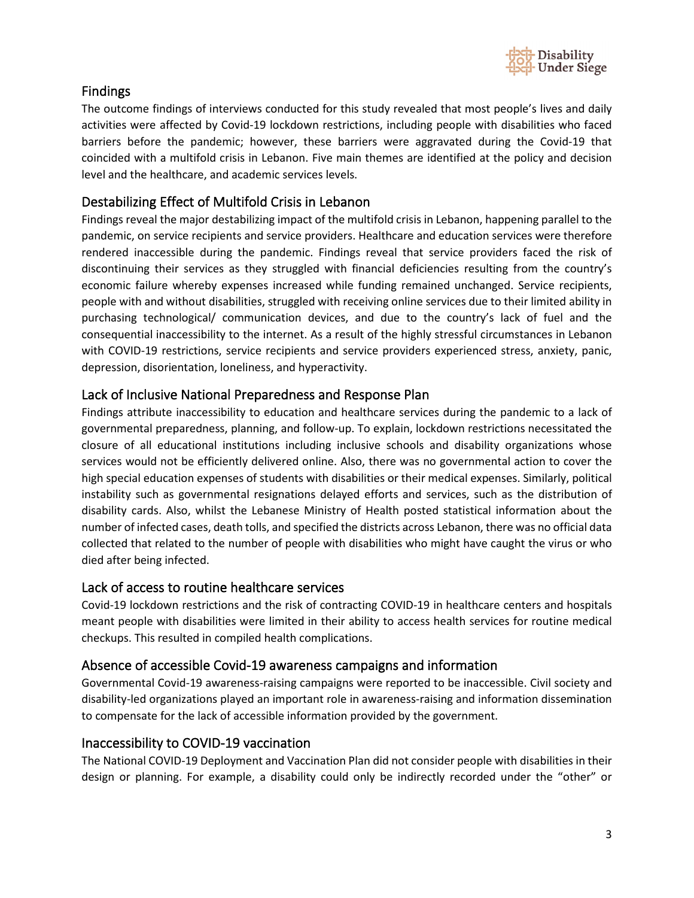## Findings

The outcome findings of interviews conducted for this study revealed that most people's lives and daily activities were affected by Covid-19 lockdown restrictions, including people with disabilities who faced barriers before the pandemic; however, these barriers were aggravated during the Covid-19 that coincided with a multifold crisis in Lebanon. Five main themes are identified at the policy and decision level and the healthcare, and academic services levels.

## Destabilizing Effect of Multifold Crisis in Lebanon

Findings reveal the major destabilizing impact of the multifold crisis in Lebanon, happening parallel to the pandemic, on service recipients and service providers. Healthcare and education services were therefore rendered inaccessible during the pandemic. Findings reveal that service providers faced the risk of discontinuing their services as they struggled with financial deficiencies resulting from the country's economic failure whereby expenses increased while funding remained unchanged. Service recipients, people with and without disabilities, struggled with receiving online services due to their limited ability in purchasing technological/ communication devices, and due to the country's lack of fuel and the consequential inaccessibility to the internet. As a result of the highly stressful circumstances in Lebanon with COVID-19 restrictions, service recipients and service providers experienced stress, anxiety, panic, depression, disorientation, loneliness, and hyperactivity.

## Lack of Inclusive National Preparedness and Response Plan

Findings attribute inaccessibility to education and healthcare services during the pandemic to a lack of governmental preparedness, planning, and follow-up. To explain, lockdown restrictions necessitated the closure of all educational institutions including inclusive schools and disability organizations whose services would not be efficiently delivered online. Also, there was no governmental action to cover the high special education expenses of students with disabilities or their medical expenses. Similarly, political instability such as governmental resignations delayed efforts and services, such as the distribution of disability cards. Also, whilst the Lebanese Ministry of Health posted statistical information about the number of infected cases, death tolls, and specified the districts across Lebanon, there was no official data collected that related to the number of people with disabilities who might have caught the virus or who died after being infected.

## Lack of access to routine healthcare services

Covid-19 lockdown restrictions and the risk of contracting COVID-19 in healthcare centers and hospitals meant people with disabilities were limited in their ability to access health services for routine medical checkups. This resulted in compiled health complications.

## Absence of accessible Covid-19 awareness campaigns and information

Governmental Covid-19 awareness-raising campaigns were reported to be inaccessible. Civil society and disability-led organizations played an important role in awareness-raising and information dissemination to compensate for the lack of accessible information provided by the government.

## Inaccessibility to COVID-19 vaccination

The National COVID-19 Deployment and Vaccination Plan did not consider people with disabilities in their design or planning. For example, a disability could only be indirectly recorded under the "other" or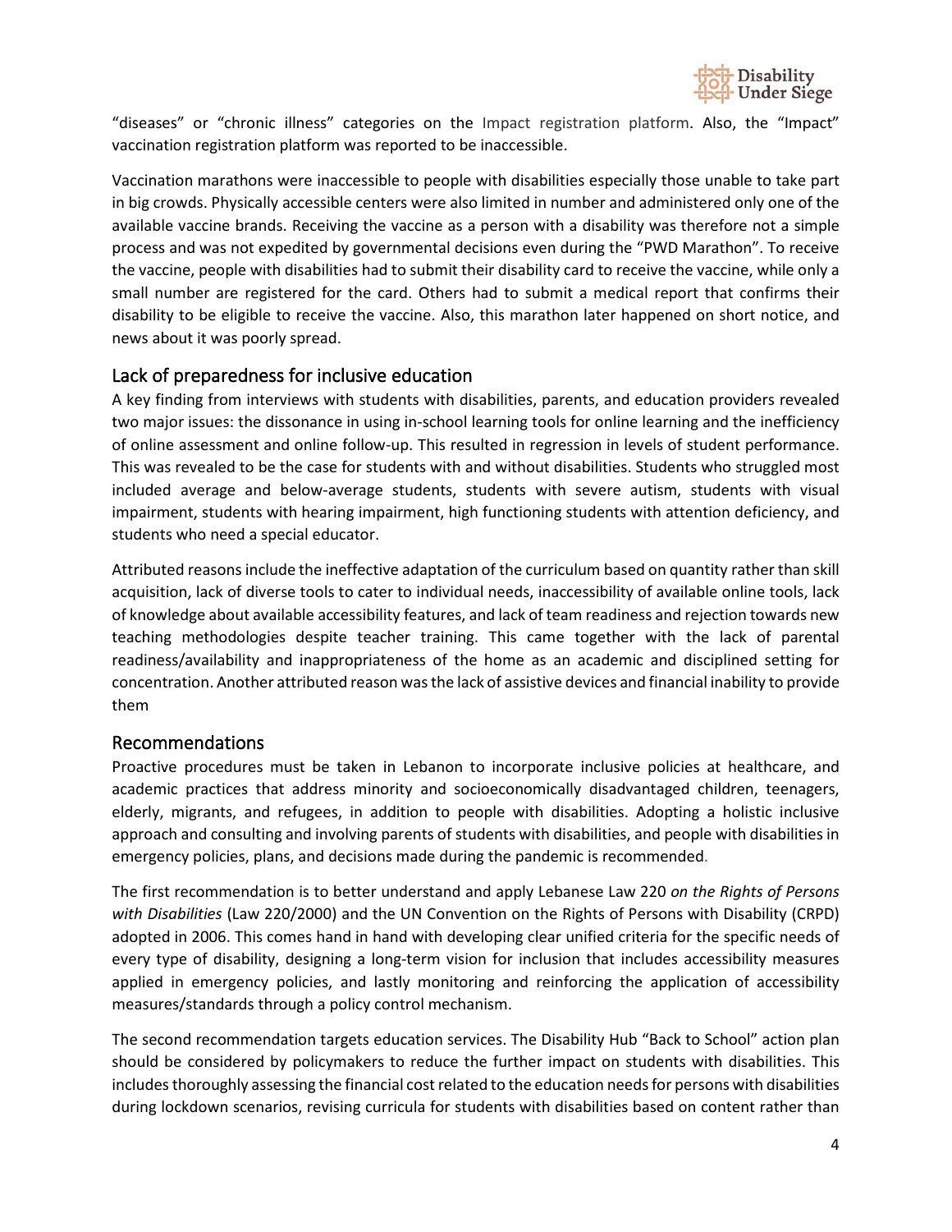“diseases” or “chronic illness” categories on the Impact registration platform. Also, the “Impact” vaccination registration platform was reported to be inaccessible.

Vaccination marathons were inaccessible to people with disabilities especially those unable to take part in big crowds. Physically accessible centers were also limited in number and administered only one of the available vaccine brands. Receiving the vaccine as a person with a disability was therefore not a simple process and was not expedited by governmental decisions even during the “PWD Marathon”. To receive the vaccine, people with disabilities had to submit their disability card to receive the vaccine, while only a small number are registered for the card. Others had to submit a medical report that confirms their disability to be eligible to receive the vaccine. Also, this marathon later happened on short notice, and news about it was poorly spread.

## Lack of preparedness for inclusive education

A key finding from interviews with students with disabilities, parents, and education providers revealed two major issues: the dissonance in using in-school learning tools for online learning and the inefficiency of online assessment and online follow-up. This resulted in regression in levels of student performance. This was revealed to be the case for students with and without disabilities. Students who struggled most included average and below-average students, students with severe autism, students with visual impairment, students with hearing impairment, high functioning students with attention deficiency, and students who need a special educator.

Attributed reasons include the ineffective adaptation of the curriculum based on quantity rather than skill acquisition, lack of diverse tools to cater to individual needs, inaccessibility of available online tools, lack of knowledge about available accessibility features, and lack of team readiness and rejection towards new teaching methodologies despite teacher training. This came together with the lack of parental readiness/availability and inappropriateness of the home as an academic and disciplined setting for concentration. Another attributed reason was the lack of assistive devices and financial inability to provide them

## Recommendations

Proactive procedures must be taken in Lebanon to incorporate inclusive policies at healthcare, and academic practices that address minority and socioeconomically disadvantaged children, teenagers, elderly, migrants, and refugees, in addition to people with disabilities. Adopting a holistic inclusive approach and consulting and involving parents of students with disabilities, and people with disabilities in emergency policies, plans, and decisions made during the pandemic is recommended.

The first recommendation is to better understand and apply Lebanese Law 220 *on the Rights of Persons with Disabilities* (Law 220/2000) and the UN Convention on the Rights of Persons with Disability (CRPD) adopted in 2006. This comes hand in hand with developing clear unified criteria for the specific needs of every type of disability, designing a long-term vision for inclusion that includes accessibility measures applied in emergency policies, and lastly monitoring and reinforcing the application of accessibility measures/standards through a policy control mechanism.

The second recommendation targets education services. The Disability Hub “Back to School” action plan should be considered by policymakers to reduce the further impact on students with disabilities. This includes thoroughly assessing the financial cost related to the education needs for persons with disabilities during lockdown scenarios, revising curricula for students with disabilities based on content rather than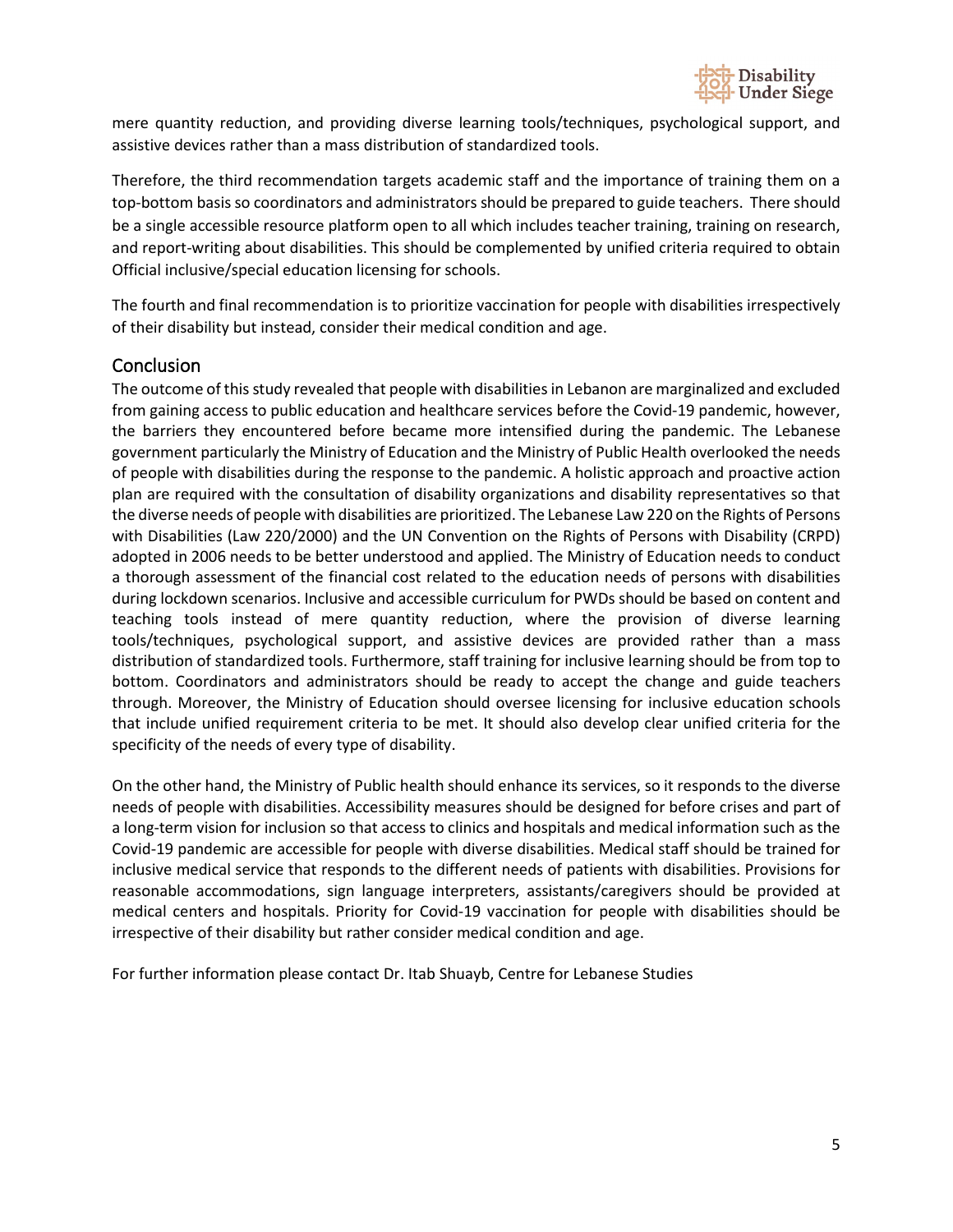mere quantity reduction, and providing diverse learning tools/techniques, psychological support, and assistive devices rather than a mass distribution of standardized tools.

Therefore, the third recommendation targets academic staff and the importance of training them on a top-bottom basis so coordinators and administrators should be prepared to guide teachers. There should be a single accessible resource platform open to all which includes teacher training, training on research, and report-writing about disabilities. This should be complemented by unified criteria required to obtain Official inclusive/special education licensing for schools.

The fourth and final recommendation is to prioritize vaccination for people with disabilities irrespectively of their disability but instead, consider their medical condition and age.

## Conclusion

The outcome of this study revealed that people with disabilities in Lebanon are marginalized and excluded from gaining access to public education and healthcare services before the Covid-19 pandemic, however, the barriers they encountered before became more intensified during the pandemic. The Lebanese government particularly the Ministry of Education and the Ministry of Public Health overlooked the needs of people with disabilities during the response to the pandemic. A holistic approach and proactive action plan are required with the consultation of disability organizations and disability representatives so that the diverse needs of people with disabilities are prioritized. The Lebanese Law 220 on the Rights of Persons with Disabilities (Law 220/2000) and the UN Convention on the Rights of Persons with Disability (CRPD) adopted in 2006 needs to be better understood and applied. The Ministry of Education needs to conduct a thorough assessment of the financial cost related to the education needs of persons with disabilities during lockdown scenarios. Inclusive and accessible curriculum for PWDs should be based on content and teaching tools instead of mere quantity reduction, where the provision of diverse learning tools/techniques, psychological support, and assistive devices are provided rather than a mass distribution of standardized tools. Furthermore, staff training for inclusive learning should be from top to bottom. Coordinators and administrators should be ready to accept the change and guide teachers through. Moreover, the Ministry of Education should oversee licensing for inclusive education schools that include unified requirement criteria to be met. It should also develop clear unified criteria for the specificity of the needs of every type of disability.

On the other hand, the Ministry of Public health should enhance its services, so it responds to the diverse needs of people with disabilities. Accessibility measures should be designed for before crises and part of a long-term vision for inclusion so that access to clinics and hospitals and medical information such as the Covid-19 pandemic are accessible for people with diverse disabilities. Medical staff should be trained for inclusive medical service that responds to the different needs of patients with disabilities. Provisions for reasonable accommodations, sign language interpreters, assistants/caregivers should be provided at medical centers and hospitals. Priority for Covid-19 vaccination for people with disabilities should be irrespective of their disability but rather consider medical condition and age.

For further information please contact Dr. Itab Shuayb, Centre for Lebanese Studies